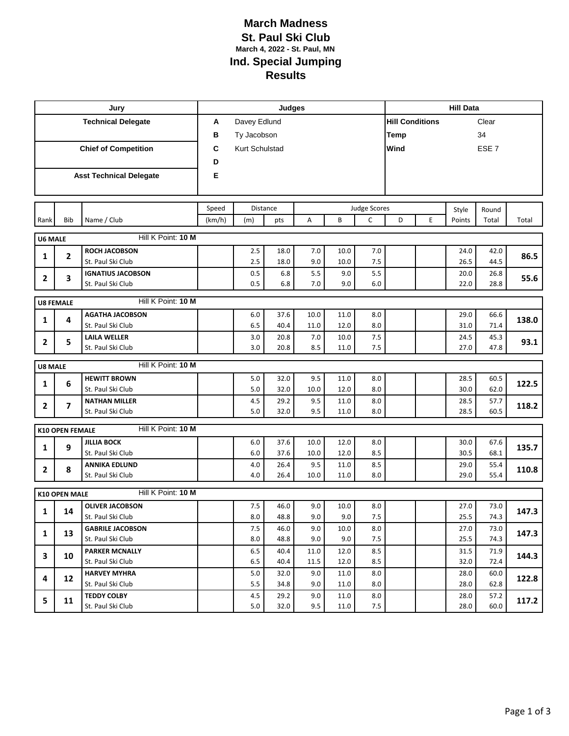# March Madness

## St. Paul Ski Club

**March 4, 2022 - St. Paul, MN**

## Ind. Special Jumping

## Results

| Jury | Judges | | Hill Data | |
|---|---|---|---|---|
| **Technical Delegate** | **A** | Davey Edlund | **Hill Conditions** | Clear |
| | **B** | Ty Jacobson | **Temp** | 34 |
| **Chief of Competition** | **C** | Kurt Schulstad | **Wind** | ESE 7 |
| | **D** | | | |
| **Asst Technical Delegate** | **E** | | | |

| Rank | Bib | Name / Club | Speed (km/h) | Distance (m) | Distance pts | A | B | C | D | E | Style Points | Round Total | Total |
|---|---|---|---|---|---|---|---|---|---|---|---|---|---|
| **U6 MALE** | | Hill K Point: **10 M** | | | | | | | | | | | |
| **1** | **2** | **ROCH JACOBSON** | | 2.5 | 18.0 | 7.0 | 10.0 | 7.0 | | | 24.0 | 42.0 | **86.5** |
| | | St. Paul Ski Club | | 2.5 | 18.0 | 9.0 | 10.0 | 7.5 | | | 26.5 | 44.5 | |
| **2** | **3** | **IGNATIUS JACOBSON** | | 0.5 | 6.8 | 5.5 | 9.0 | 5.5 | | | 20.0 | 26.8 | **55.6** |
| | | St. Paul Ski Club | | 0.5 | 6.8 | 7.0 | 9.0 | 6.0 | | | 22.0 | 28.8 | |
| **U8 FEMALE** | | Hill K Point: **10 M** | | | | | | | | | | | |
| **1** | **4** | **AGATHA JACOBSON** | | 6.0 | 37.6 | 10.0 | 11.0 | 8.0 | | | 29.0 | 66.6 | **138.0** |
| | | St. Paul Ski Club | | 6.5 | 40.4 | 11.0 | 12.0 | 8.0 | | | 31.0 | 71.4 | |
| **2** | **5** | **LAILA WELLER** | | 3.0 | 20.8 | 7.0 | 10.0 | 7.5 | | | 24.5 | 45.3 | **93.1** |
| | | St. Paul Ski Club | | 3.0 | 20.8 | 8.5 | 11.0 | 7.5 | | | 27.0 | 47.8 | |
| **U8 MALE** | | Hill K Point: **10 M** | | | | | | | | | | | |
| **1** | **6** | **HEWITT BROWN** | | 5.0 | 32.0 | 9.5 | 11.0 | 8.0 | | | 28.5 | 60.5 | **122.5** |
| | | St. Paul Ski Club | | 5.0 | 32.0 | 10.0 | 12.0 | 8.0 | | | 30.0 | 62.0 | |
| **2** | **7** | **NATHAN MILLER** | | 4.5 | 29.2 | 9.5 | 11.0 | 8.0 | | | 28.5 | 57.7 | **118.2** |
| | | St. Paul Ski Club | | 5.0 | 32.0 | 9.5 | 11.0 | 8.0 | | | 28.5 | 60.5 | |
| **K10 OPEN FEMALE** | | Hill K Point: **10 M** | | | | | | | | | | | |
| **1** | **9** | **JILLIA BOCK** | | 6.0 | 37.6 | 10.0 | 12.0 | 8.0 | | | 30.0 | 67.6 | **135.7** |
| | | St. Paul Ski Club | | 6.0 | 37.6 | 10.0 | 12.0 | 8.5 | | | 30.5 | 68.1 | |
| **2** | **8** | **ANNIKA EDLUND** | | 4.0 | 26.4 | 9.5 | 11.0 | 8.5 | | | 29.0 | 55.4 | **110.8** |
| | | St. Paul Ski Club | | 4.0 | 26.4 | 10.0 | 11.0 | 8.0 | | | 29.0 | 55.4 | |
| **K10 OPEN MALE** | | Hill K Point: **10 M** | | | | | | | | | | | |
| **1** | **14** | **OLIVER JACOBSON** | | 7.5 | 46.0 | 9.0 | 10.0 | 8.0 | | | 27.0 | 73.0 | **147.3** |
| | | St. Paul Ski Club | | 8.0 | 48.8 | 9.0 | 9.0 | 7.5 | | | 25.5 | 74.3 | |
| **1** | **13** | **GABRILE JACOBSON** | | 7.5 | 46.0 | 9.0 | 10.0 | 8.0 | | | 27.0 | 73.0 | **147.3** |
| | | St. Paul Ski Club | | 8.0 | 48.8 | 9.0 | 9.0 | 7.5 | | | 25.5 | 74.3 | |
| **3** | **10** | **PARKER MCNALLY** | | 6.5 | 40.4 | 11.0 | 12.0 | 8.5 | | | 31.5 | 71.9 | **144.3** |
| | | St. Paul Ski Club | | 6.5 | 40.4 | 11.5 | 12.0 | 8.5 | | | 32.0 | 72.4 | |
| **4** | **12** | **HARVEY MYHRA** | | 5.0 | 32.0 | 9.0 | 11.0 | 8.0 | | | 28.0 | 60.0 | **122.8** |
| | | St. Paul Ski Club | | 5.5 | 34.8 | 9.0 | 11.0 | 8.0 | | | 28.0 | 62.8 | |
| **5** | **11** | **TEDDY COLBY** | | 4.5 | 29.2 | 9.0 | 11.0 | 8.0 | | | 28.0 | 57.2 | **117.2** |
| | | St. Paul Ski Club | | 5.0 | 32.0 | 9.5 | 11.0 | 7.5 | | | 28.0 | 60.0 | |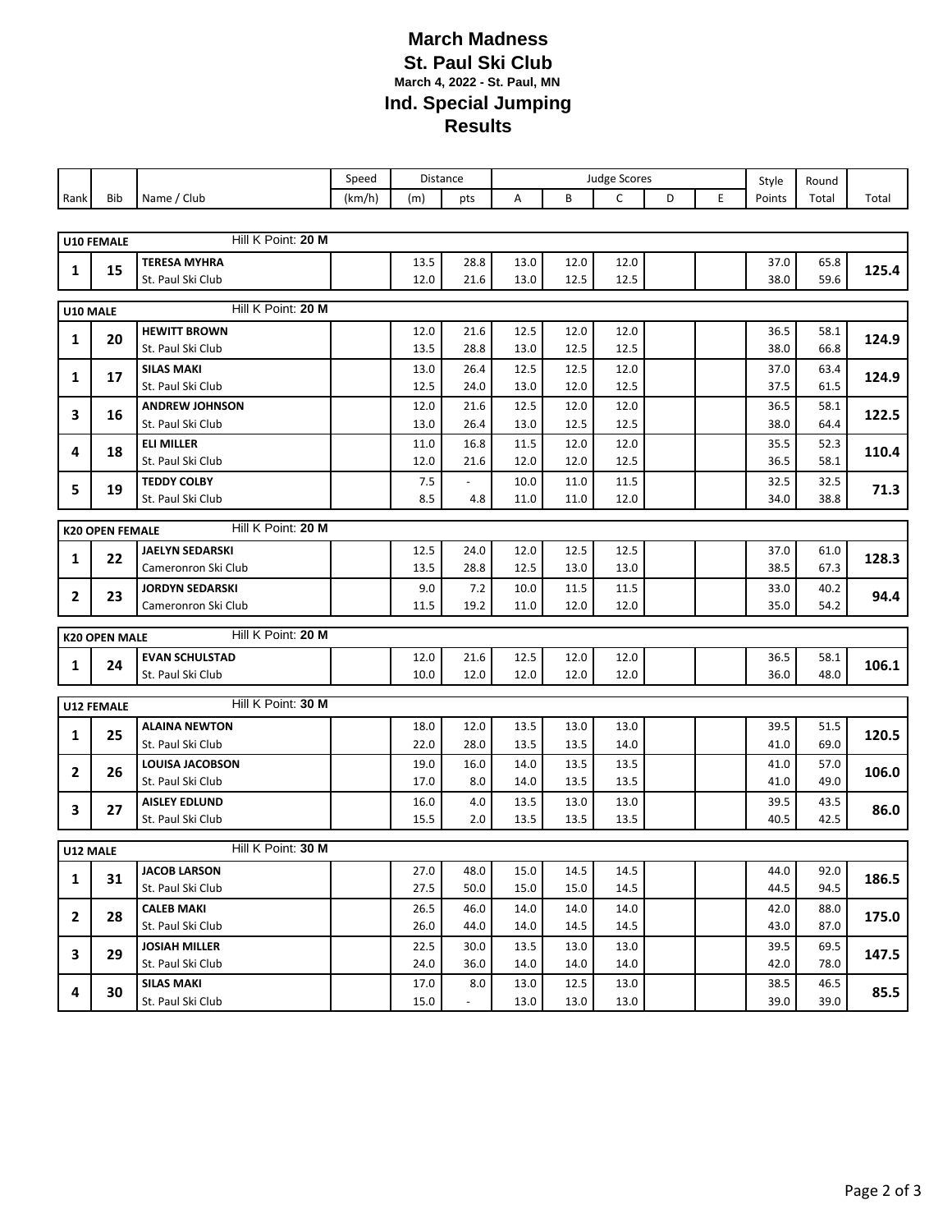# March Madness

## St. Paul Ski Club

**March 4, 2022 - St. Paul, MN**

## Ind. Special Jumping

## Results

| Rank | Bib | Name / Club | Speed (km/h) | Distance (m) | Distance pts | A | B | C | D | E | Style Points | Round Total | Total |
|---|---|---|---|---|---|---|---|---|---|---|---|---|---|
| **U10 FEMALE** | | Hill K Point: **20 M** | | | | | | | | | | | |
| 1 | 15 | **TERESA MYHRA** | | 13.5 | 28.8 | 13.0 | 12.0 | 12.0 | | | 37.0 | 65.8 | 125.4 |
| | | St. Paul Ski Club | | 12.0 | 21.6 | 13.0 | 12.5 | 12.5 | | | 38.0 | 59.6 | |
| **U10 MALE** | | Hill K Point: **20 M** | | | | | | | | | | | |
| 1 | 20 | **HEWITT BROWN** | | 12.0 | 21.6 | 12.5 | 12.0 | 12.0 | | | 36.5 | 58.1 | 124.9 |
| | | St. Paul Ski Club | | 13.5 | 28.8 | 13.0 | 12.5 | 12.5 | | | 38.0 | 66.8 | |
| 1 | 17 | **SILAS MAKI** | | 13.0 | 26.4 | 12.5 | 12.5 | 12.0 | | | 37.0 | 63.4 | 124.9 |
| | | St. Paul Ski Club | | 12.5 | 24.0 | 13.0 | 12.0 | 12.5 | | | 37.5 | 61.5 | |
| 3 | 16 | **ANDREW JOHNSON** | | 12.0 | 21.6 | 12.5 | 12.0 | 12.0 | | | 36.5 | 58.1 | 122.5 |
| | | St. Paul Ski Club | | 13.0 | 26.4 | 13.0 | 12.5 | 12.5 | | | 38.0 | 64.4 | |
| 4 | 18 | **ELI MILLER** | | 11.0 | 16.8 | 11.5 | 12.0 | 12.0 | | | 35.5 | 52.3 | 110.4 |
| | | St. Paul Ski Club | | 12.0 | 21.6 | 12.0 | 12.0 | 12.5 | | | 36.5 | 58.1 | |
| 5 | 19 | **TEDDY COLBY** | | 7.5 | - | 10.0 | 11.0 | 11.5 | | | 32.5 | 32.5 | 71.3 |
| | | St. Paul Ski Club | | 8.5 | 4.8 | 11.0 | 11.0 | 12.0 | | | 34.0 | 38.8 | |
| **K20 OPEN FEMALE** | | Hill K Point: **20 M** | | | | | | | | | | | |
| 1 | 22 | **JAELYN SEDARSKI** | | 12.5 | 24.0 | 12.0 | 12.5 | 12.5 | | | 37.0 | 61.0 | 128.3 |
| | | Cameronron Ski Club | | 13.5 | 28.8 | 12.5 | 13.0 | 13.0 | | | 38.5 | 67.3 | |
| 2 | 23 | **JORDYN SEDARSKI** | | 9.0 | 7.2 | 10.0 | 11.5 | 11.5 | | | 33.0 | 40.2 | 94.4 |
| | | Cameronron Ski Club | | 11.5 | 19.2 | 11.0 | 12.0 | 12.0 | | | 35.0 | 54.2 | |
| **K20 OPEN MALE** | | Hill K Point: **20 M** | | | | | | | | | | | |
| 1 | 24 | **EVAN SCHULSTAD** | | 12.0 | 21.6 | 12.5 | 12.0 | 12.0 | | | 36.5 | 58.1 | 106.1 |
| | | St. Paul Ski Club | | 10.0 | 12.0 | 12.0 | 12.0 | 12.0 | | | 36.0 | 48.0 | |
| **U12 FEMALE** | | Hill K Point: **30 M** | | | | | | | | | | | |
| 1 | 25 | **ALAINA NEWTON** | | 18.0 | 12.0 | 13.5 | 13.0 | 13.0 | | | 39.5 | 51.5 | 120.5 |
| | | St. Paul Ski Club | | 22.0 | 28.0 | 13.5 | 13.5 | 14.0 | | | 41.0 | 69.0 | |
| 2 | 26 | **LOUISA JACOBSON** | | 19.0 | 16.0 | 14.0 | 13.5 | 13.5 | | | 41.0 | 57.0 | 106.0 |
| | | St. Paul Ski Club | | 17.0 | 8.0 | 14.0 | 13.5 | 13.5 | | | 41.0 | 49.0 | |
| 3 | 27 | **AISLEY EDLUND** | | 16.0 | 4.0 | 13.5 | 13.0 | 13.0 | | | 39.5 | 43.5 | 86.0 |
| | | St. Paul Ski Club | | 15.5 | 2.0 | 13.5 | 13.5 | 13.5 | | | 40.5 | 42.5 | |
| **U12 MALE** | | Hill K Point: **30 M** | | | | | | | | | | | |
| 1 | 31 | **JACOB LARSON** | | 27.0 | 48.0 | 15.0 | 14.5 | 14.5 | | | 44.0 | 92.0 | 186.5 |
| | | St. Paul Ski Club | | 27.5 | 50.0 | 15.0 | 15.0 | 14.5 | | | 44.5 | 94.5 | |
| 2 | 28 | **CALEB MAKI** | | 26.5 | 46.0 | 14.0 | 14.0 | 14.0 | | | 42.0 | 88.0 | 175.0 |
| | | St. Paul Ski Club | | 26.0 | 44.0 | 14.0 | 14.5 | 14.5 | | | 43.0 | 87.0 | |
| 3 | 29 | **JOSIAH MILLER** | | 22.5 | 30.0 | 13.5 | 13.0 | 13.0 | | | 39.5 | 69.5 | 147.5 |
| | | St. Paul Ski Club | | 24.0 | 36.0 | 14.0 | 14.0 | 14.0 | | | 42.0 | 78.0 | |
| 4 | 30 | **SILAS MAKI** | | 17.0 | 8.0 | 13.0 | 12.5 | 13.0 | | | 38.5 | 46.5 | 85.5 |
| | | St. Paul Ski Club | | 15.0 | - | 13.0 | 13.0 | 13.0 | | | 39.0 | 39.0 | |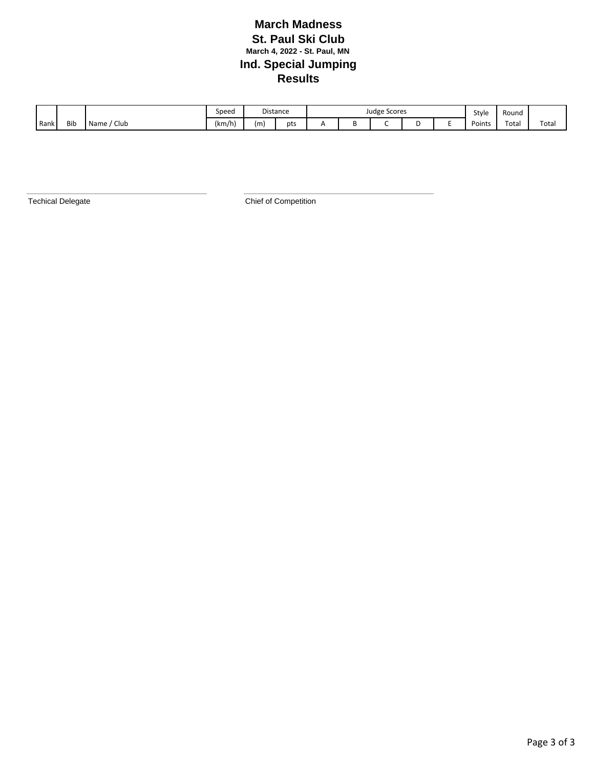# March Madness

## St. Paul Ski Club

### March 4, 2022 - St. Paul, MN

## Ind. Special Jumping

## Results

| Rank | Bib | Name / Club | Speed (km/h) | Distance (m) | Distance pts | Judge Scores A | B | C | D | E | Style Points | Round Total | Total |
|---|---|---|---|---|---|---|---|---|---|---|---|---|---|

Techical Delegate

Chief of Competition